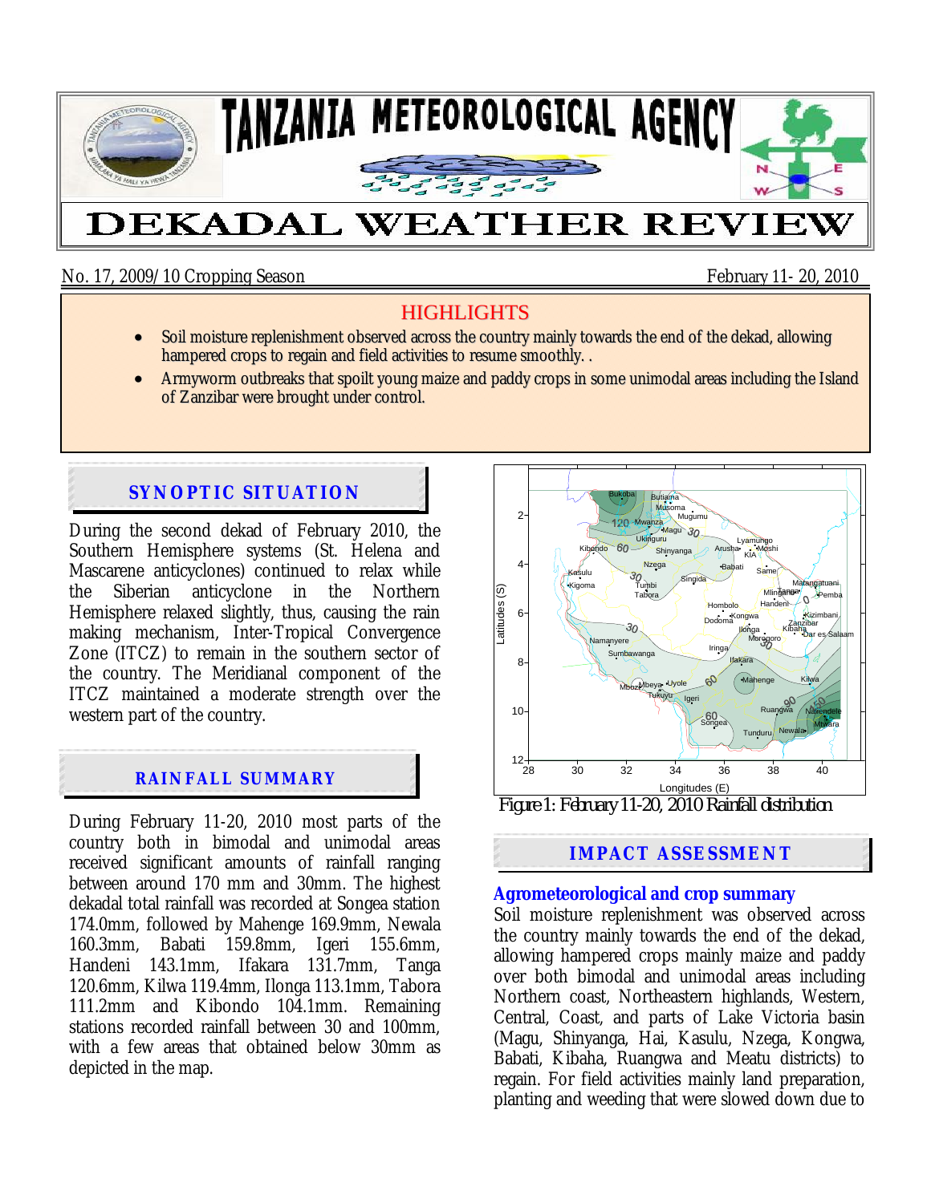# TANZANIA METEOROLOGICAL AGENCY

# DEKADAL WEATHER REVIEW

No. 17, 2009/10 Cropping Season February 11- 20, 2010

## HIGHLIGHTS

- Soil moisture replenishment observed across the country mainly towards the end of the dekad, allowing hampered crops to regain and field activities to resume smoothly. .
- Armyworm outbreaks that spoilt young maize and paddy crops in some unimodal areas including the Island of Zanzibar were brought under control.

## SYNOPTIC SITUATION

During the second dekad of February 2010, the Southern Hemisphere systems (St. Helena and Mascarene anticyclones) continued to relax while the Siberian anticyclone in the Northern Hemisphere relaxed slightly, thus, causing the rain making mechanism, Inter-Tropical Convergence Zone (ITCZ) to remain in the southern sector of the country. The Meridianal component of the ITCZ maintained a moderate strength over the western part of the country.

## RAINFALL SUMMARY

During February 11-20, 2010 most parts of the country both in bimodal and unimodal areas received significant amounts of rainfall ranging between around 170 mm and 30mm. The highest dekadal total rainfall was recorded at Songea station 174.0mm, followed by Mahenge 169.9mm, Newala 160.3mm, Babati 159.8mm, Igeri 155.6mm, Handeni 143.1mm, Ifakara 131.7mm, Tanga 120.6mm, Kilwa 119.4mm, Ilonga 113.1mm, Tabora 111.2mm and Kibondo 104.1mm. Remaining stations recorded rainfall between 30 and 100mm, with a few areas that obtained below 30mm as depicted in the map.

Figure 1: February 11-20, 2010 Rainfall distribution

## IMPACT ASSESSMENT

### Agrometeorological and crop summary

Soil moisture replenishment was observed across the country mainly towards the end of the dekad, allowing hampered crops mainly maize and paddy over both bimodal and unimodal areas including Northern coast, Northeastern highlands, Western, Central, Coast, and parts of Lake Victoria basin (Magu, Shinyanga, Hai, Kasulu, Nzega, Kongwa, Babati, Kibaha, Ruangwa and Meatu districts) to regain. For field activities mainly land preparation, planting and weeding that were slowed down due to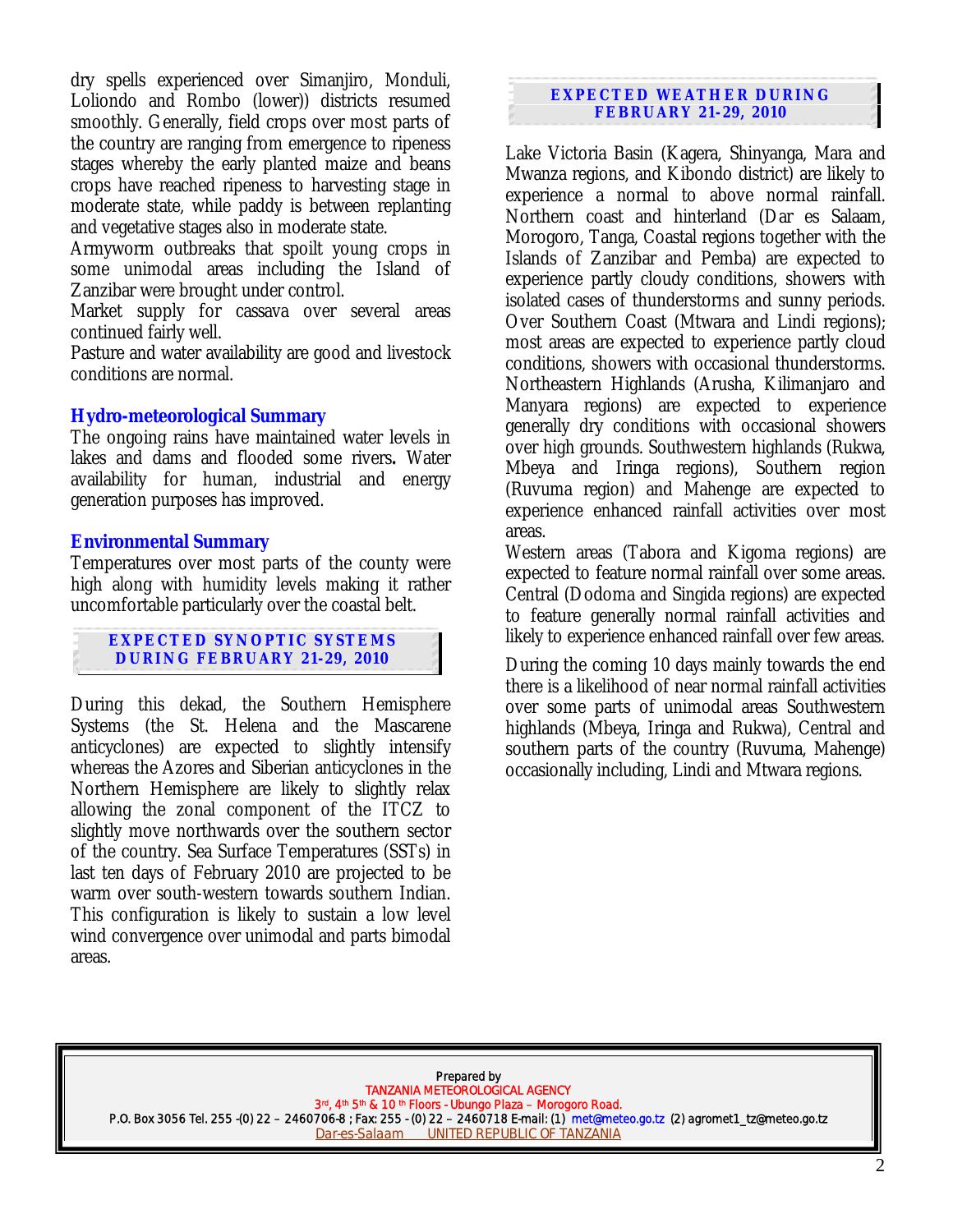dry spells experienced over Simanjiro, Monduli, Loliondo and Rombo (lower)) districts resumed smoothly. Generally, field crops over most parts of the country are ranging from emergence to ripeness stages whereby the early planted maize and beans crops have reached ripeness to harvesting stage in moderate state, while paddy is between replanting and vegetative stages also in moderate state.

Armyworm outbreaks that spoilt young crops in some unimodal areas including the Island of Zanzibar were brought under control.

Market supply for cassava over several areas continued fairly well.

Pasture and water availability are good and livestock conditions are normal.

## Hydro-meteorological Summary

The ongoing rains have maintained water levels in lakes and dams and flooded some rivers**.** Water availability for human, industrial and energy generation purposes has improved.

## Environmental Summary

Temperatures over most parts of the county were high along with humidity levels making it rather uncomfortable particularly over the coastal belt.

## EXPECTED SYNOPTIC SYSTEMS DURING FEBRUARY 21-29, 2010

During this dekad, the Southern Hemisphere Systems (the St. Helena and the Mascarene anticyclones) are expected to slightly intensify whereas the Azores and Siberian anticyclones in the Northern Hemisphere are likely to slightly relax allowing the zonal component of the ITCZ to slightly move northwards over the southern sector of the country. Sea Surface Temperatures (SSTs) in last ten days of February 2010 are projected to be warm over south-western towards southern Indian. This configuration is likely to sustain a low level wind convergence over unimodal and parts bimodal areas.

## EXPECTED WEATHER DURING FEBRUARY 21-29, 2010

Lake Victoria Basin (Kagera, Shinyanga, Mara and Mwanza regions, and Kibondo district) are likely to experience a normal to above normal rainfall. Northern coast and hinterland (Dar es Salaam, Morogoro, Tanga, Coastal regions together with the Islands of Zanzibar and Pemba) are expected to experience partly cloudy conditions, showers with isolated cases of thunderstorms and sunny periods. Over Southern Coast (Mtwara and Lindi regions); most areas are expected to experience partly cloud conditions, showers with occasional thunderstorms. Northeastern Highlands (Arusha, Kilimanjaro and Manyara regions) are expected to experience generally dry conditions with occasional showers over high grounds. Southwestern highlands (Rukwa, Mbeya and Iringa regions), Southern region (Ruvuma region) and Mahenge are expected to experience enhanced rainfall activities over most areas.

Western areas (Tabora and Kigoma regions) are expected to feature normal rainfall over some areas. Central (Dodoma and Singida regions) are expected to feature generally normal rainfall activities and likely to experience enhanced rainfall over few areas.

During the coming 10 days mainly towards the end there is a likelihood of near normal rainfall activities over some parts of unimodal areas Southwestern highlands (Mbeya, Iringa and Rukwa), Central and southern parts of the country (Ruvuma, Mahenge) occasionally including, Lindi and Mtwara regions.

Prepared by
TANZANIA METEOROLOGICAL AGENCY
3rd, 4th 5th & 10th Floors - Ubungo Plaza – Morogoro Road.
P.O. Box 3056 Tel. 255 -(0) 22 – 2460706-8 ; Fax: 255 - (0) 22 – 2460718 E-mail: (1) met@meteo.go.tz (2) agromet1_tz@meteo.go.tz
Dar-es-Salaam UNITED REPUBLIC OF TANZANIA